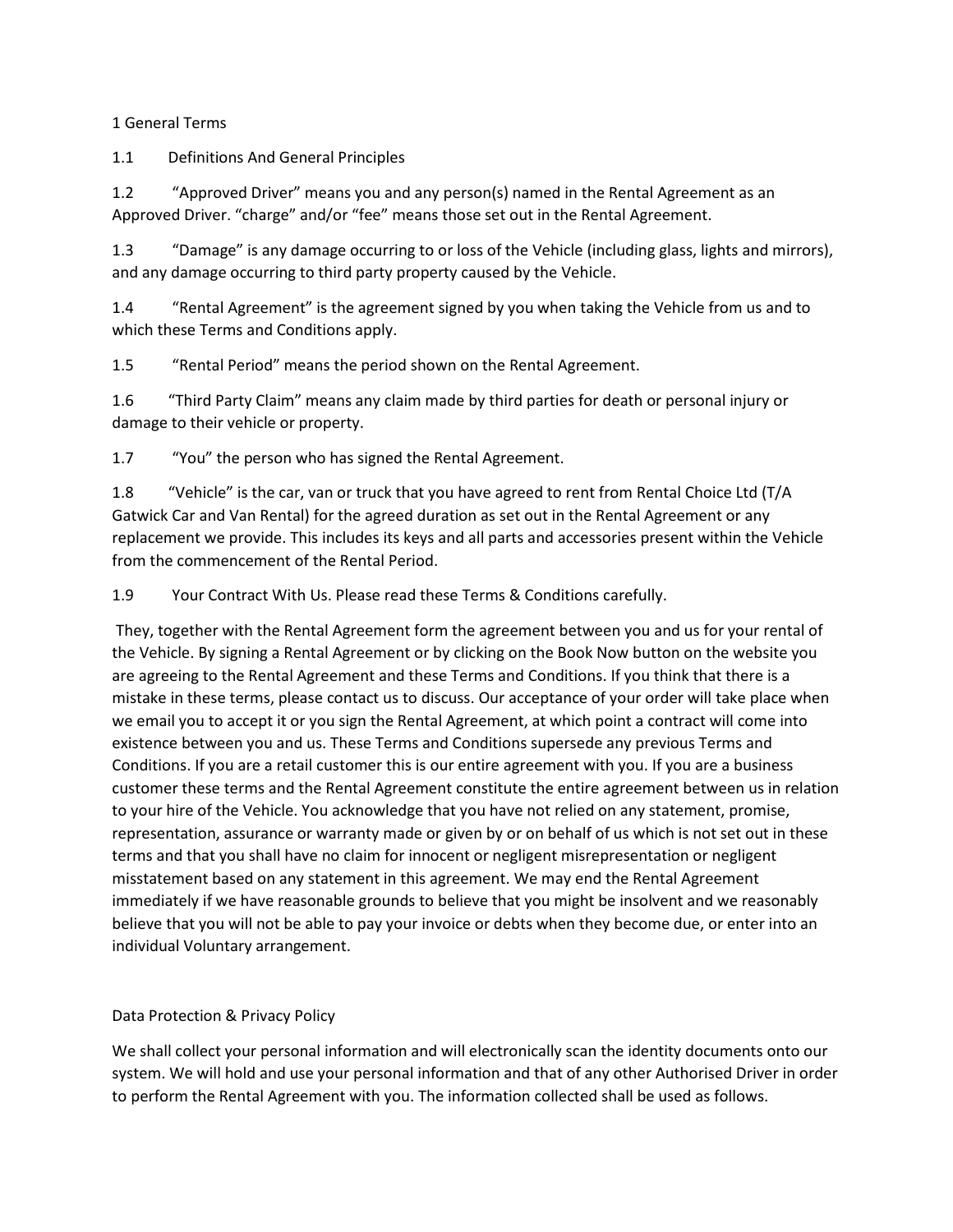# 1 General Terms

## 1.1 Definitions And General Principles

1.2 "Approved Driver" means you and any person(s) named in the Rental Agreement as an Approved Driver. "charge" and/or "fee" means those set out in the Rental Agreement.

1.3 "Damage" is any damage occurring to or loss of the Vehicle (including glass, lights and mirrors), and any damage occurring to third party property caused by the Vehicle.

1.4 "Rental Agreement" is the agreement signed by you when taking the Vehicle from us and to which these Terms and Conditions apply.

1.5 "Rental Period" means the period shown on the Rental Agreement.

1.6 "Third Party Claim" means any claim made by third parties for death or personal injury or damage to their vehicle or property.

1.7 "You" the person who has signed the Rental Agreement.

1.8 "Vehicle" is the car, van or truck that you have agreed to rent from Rental Choice Ltd (T/A Gatwick Car and Van Rental) for the agreed duration as set out in the Rental Agreement or any replacement we provide. This includes its keys and all parts and accessories present within the Vehicle from the commencement of the Rental Period.

1.9 Your Contract With Us. Please read these Terms & Conditions carefully.

They, together with the Rental Agreement form the agreement between you and us for your rental of the Vehicle. By signing a Rental Agreement or by clicking on the Book Now button on the website you are agreeing to the Rental Agreement and these Terms and Conditions. If you think that there is a mistake in these terms, please contact us to discuss. Our acceptance of your order will take place when we email you to accept it or you sign the Rental Agreement, at which point a contract will come into existence between you and us. These Terms and Conditions supersede any previous Terms and Conditions. If you are a retail customer this is our entire agreement with you. If you are a business customer these terms and the Rental Agreement constitute the entire agreement between us in relation to your hire of the Vehicle. You acknowledge that you have not relied on any statement, promise, representation, assurance or warranty made or given by or on behalf of us which is not set out in these terms and that you shall have no claim for innocent or negligent misrepresentation or negligent misstatement based on any statement in this agreement. We may end the Rental Agreement immediately if we have reasonable grounds to believe that you might be insolvent and we reasonably believe that you will not be able to pay your invoice or debts when they become due, or enter into an individual Voluntary arrangement.

## Data Protection & Privacy Policy

We shall collect your personal information and will electronically scan the identity documents onto our system. We will hold and use your personal information and that of any other Authorised Driver in order to perform the Rental Agreement with you. The information collected shall be used as follows.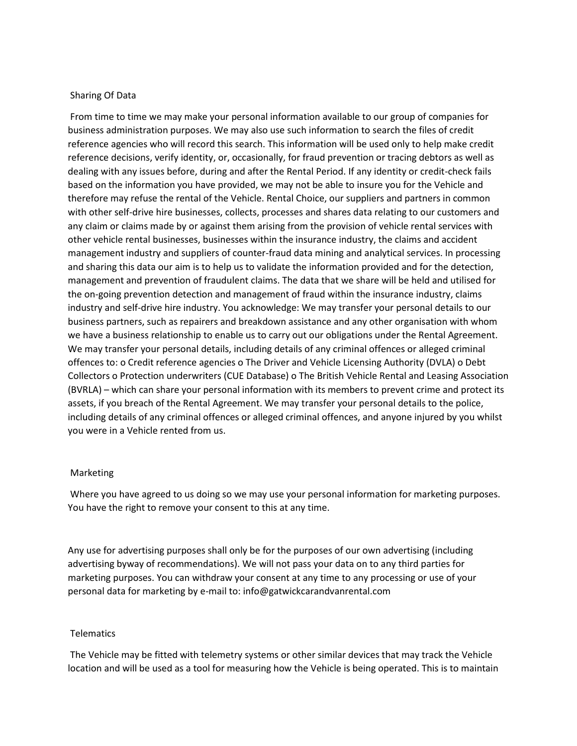## Sharing Of Data

From time to time we may make your personal information available to our group of companies for business administration purposes. We may also use such information to search the files of credit reference agencies who will record this search. This information will be used only to help make credit reference decisions, verify identity, or, occasionally, for fraud prevention or tracing debtors as well as dealing with any issues before, during and after the Rental Period. If any identity or credit-check fails based on the information you have provided, we may not be able to insure you for the Vehicle and therefore may refuse the rental of the Vehicle. Rental Choice, our suppliers and partners in common with other self-drive hire businesses, collects, processes and shares data relating to our customers and any claim or claims made by or against them arising from the provision of vehicle rental services with other vehicle rental businesses, businesses within the insurance industry, the claims and accident management industry and suppliers of counter-fraud data mining and analytical services. In processing and sharing this data our aim is to help us to validate the information provided and for the detection, management and prevention of fraudulent claims. The data that we share will be held and utilised for the on-going prevention detection and management of fraud within the insurance industry, claims industry and self-drive hire industry. You acknowledge: We may transfer your personal details to our business partners, such as repairers and breakdown assistance and any other organisation with whom we have a business relationship to enable us to carry out our obligations under the Rental Agreement. We may transfer your personal details, including details of any criminal offences or alleged criminal offences to: o Credit reference agencies o The Driver and Vehicle Licensing Authority (DVLA) o Debt Collectors o Protection underwriters (CUE Database) o The British Vehicle Rental and Leasing Association (BVRLA) – which can share your personal information with its members to prevent crime and protect its assets, if you breach of the Rental Agreement. We may transfer your personal details to the police, including details of any criminal offences or alleged criminal offences, and anyone injured by you whilst you were in a Vehicle rented from us.

## Marketing

Where you have agreed to us doing so we may use your personal information for marketing purposes. You have the right to remove your consent to this at any time.

Any use for advertising purposes shall only be for the purposes of our own advertising (including advertising byway of recommendations). We will not pass your data on to any third parties for marketing purposes. You can withdraw your consent at any time to any processing or use of your personal data for marketing by e-mail to: info@gatwickcarandvanrental.com

## Telematics

The Vehicle may be fitted with telemetry systems or other similar devices that may track the Vehicle location and will be used as a tool for measuring how the Vehicle is being operated. This is to maintain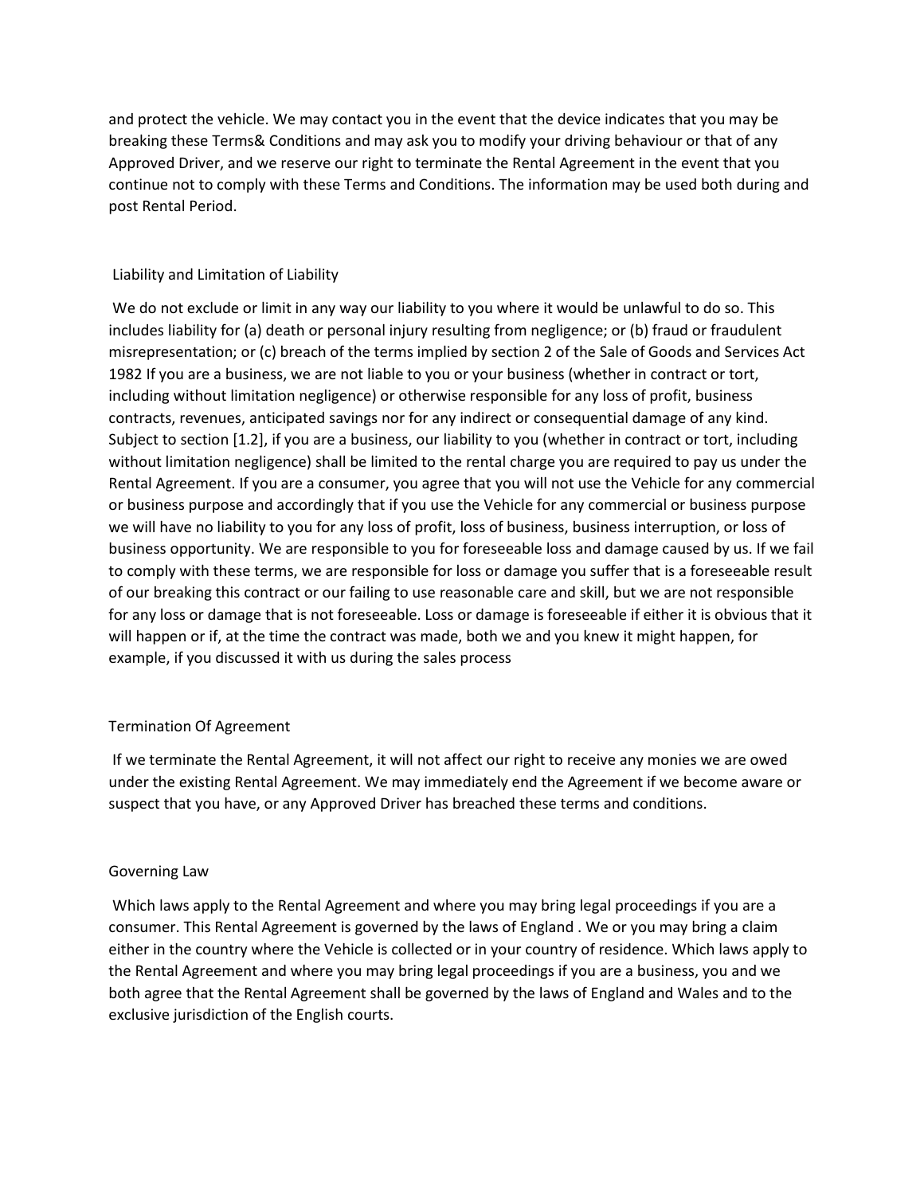and protect the vehicle. We may contact you in the event that the device indicates that you may be breaking these Terms& Conditions and may ask you to modify your driving behaviour or that of any Approved Driver, and we reserve our right to terminate the Rental Agreement in the event that you continue not to comply with these Terms and Conditions. The information may be used both during and post Rental Period.

## Liability and Limitation of Liability

We do not exclude or limit in any way our liability to you where it would be unlawful to do so. This includes liability for (a) death or personal injury resulting from negligence; or (b) fraud or fraudulent misrepresentation; or (c) breach of the terms implied by section 2 of the Sale of Goods and Services Act 1982 If you are a business, we are not liable to you or your business (whether in contract or tort, including without limitation negligence) or otherwise responsible for any loss of profit, business contracts, revenues, anticipated savings nor for any indirect or consequential damage of any kind. Subject to section [1.2], if you are a business, our liability to you (whether in contract or tort, including without limitation negligence) shall be limited to the rental charge you are required to pay us under the Rental Agreement. If you are a consumer, you agree that you will not use the Vehicle for any commercial or business purpose and accordingly that if you use the Vehicle for any commercial or business purpose we will have no liability to you for any loss of profit, loss of business, business interruption, or loss of business opportunity. We are responsible to you for foreseeable loss and damage caused by us. If we fail to comply with these terms, we are responsible for loss or damage you suffer that is a foreseeable result of our breaking this contract or our failing to use reasonable care and skill, but we are not responsible for any loss or damage that is not foreseeable. Loss or damage is foreseeable if either it is obvious that it will happen or if, at the time the contract was made, both we and you knew it might happen, for example, if you discussed it with us during the sales process

## Termination Of Agreement

If we terminate the Rental Agreement, it will not affect our right to receive any monies we are owed under the existing Rental Agreement. We may immediately end the Agreement if we become aware or suspect that you have, or any Approved Driver has breached these terms and conditions.

## Governing Law

Which laws apply to the Rental Agreement and where you may bring legal proceedings if you are a consumer. This Rental Agreement is governed by the laws of England . We or you may bring a claim either in the country where the Vehicle is collected or in your country of residence. Which laws apply to the Rental Agreement and where you may bring legal proceedings if you are a business, you and we both agree that the Rental Agreement shall be governed by the laws of England and Wales and to the exclusive jurisdiction of the English courts.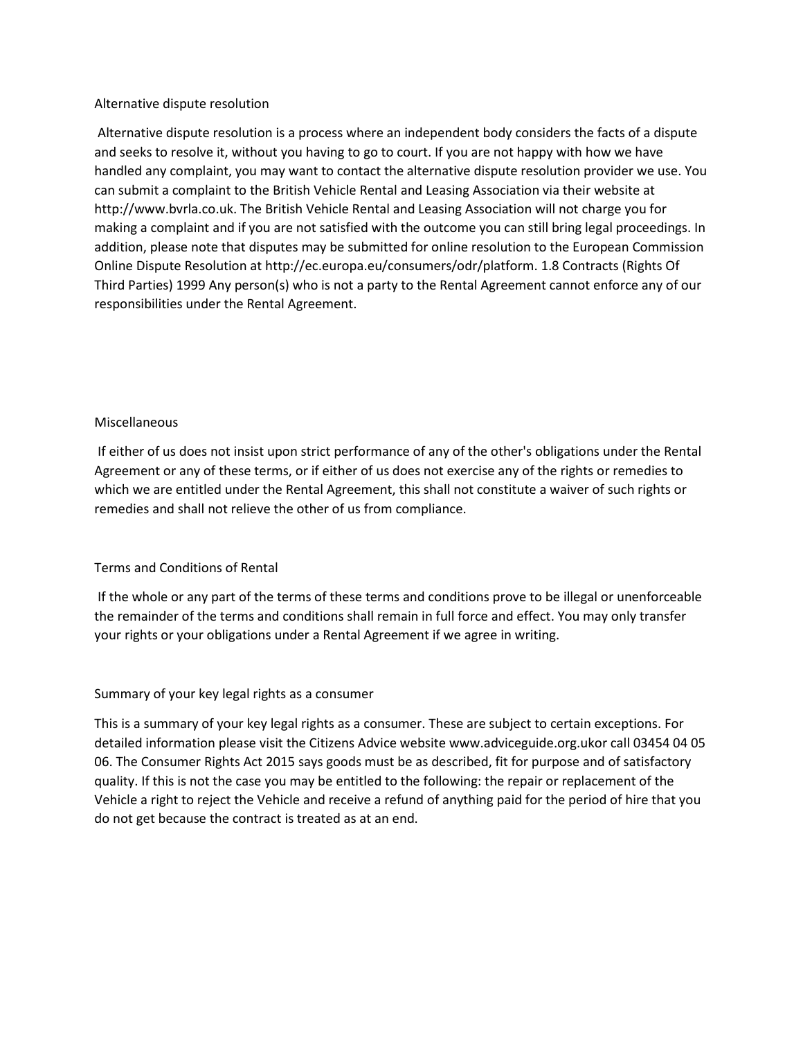## Alternative dispute resolution

Alternative dispute resolution is a process where an independent body considers the facts of a dispute and seeks to resolve it, without you having to go to court. If you are not happy with how we have handled any complaint, you may want to contact the alternative dispute resolution provider we use. You can submit a complaint to the British Vehicle Rental and Leasing Association via their website at http://www.bvrla.co.uk. The British Vehicle Rental and Leasing Association will not charge you for making a complaint and if you are not satisfied with the outcome you can still bring legal proceedings. In addition, please note that disputes may be submitted for online resolution to the European Commission Online Dispute Resolution at http://ec.europa.eu/consumers/odr/platform. 1.8 Contracts (Rights Of Third Parties) 1999 Any person(s) who is not a party to the Rental Agreement cannot enforce any of our responsibilities under the Rental Agreement.

## Miscellaneous

If either of us does not insist upon strict performance of any of the other's obligations under the Rental Agreement or any of these terms, or if either of us does not exercise any of the rights or remedies to which we are entitled under the Rental Agreement, this shall not constitute a waiver of such rights or remedies and shall not relieve the other of us from compliance.

## Terms and Conditions of Rental

If the whole or any part of the terms of these terms and conditions prove to be illegal or unenforceable the remainder of the terms and conditions shall remain in full force and effect. You may only transfer your rights or your obligations under a Rental Agreement if we agree in writing.

## Summary of your key legal rights as a consumer

This is a summary of your key legal rights as a consumer. These are subject to certain exceptions. For detailed information please visit the Citizens Advice website www.adviceguide.org.ukor call 03454 04 05 06. The Consumer Rights Act 2015 says goods must be as described, fit for purpose and of satisfactory quality. If this is not the case you may be entitled to the following: the repair or replacement of the Vehicle a right to reject the Vehicle and receive a refund of anything paid for the period of hire that you do not get because the contract is treated as at an end.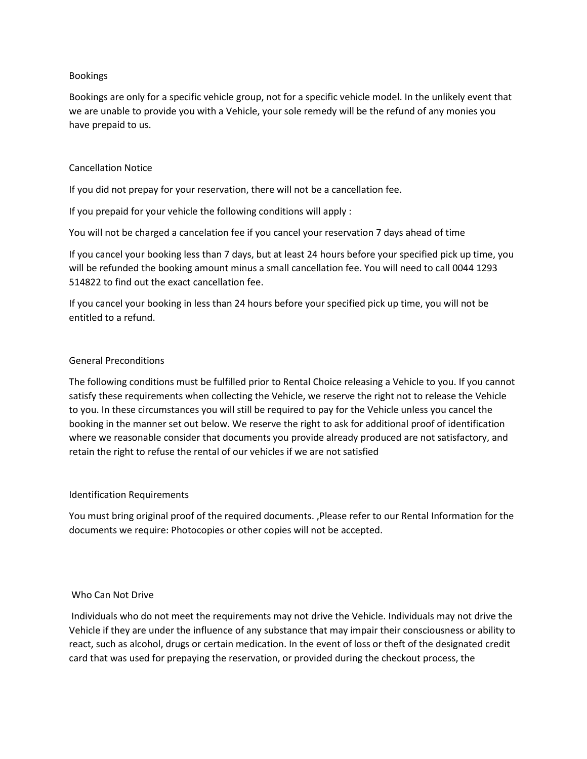## Bookings

Bookings are only for a specific vehicle group, not for a specific vehicle model. In the unlikely event that we are unable to provide you with a Vehicle, your sole remedy will be the refund of any monies you have prepaid to us.

## Cancellation Notice

If you did not prepay for your reservation, there will not be a cancellation fee.

If you prepaid for your vehicle the following conditions will apply :

You will not be charged a cancelation fee if you cancel your reservation 7 days ahead of time

If you cancel your booking less than 7 days, but at least 24 hours before your specified pick up time, you will be refunded the booking amount minus a small cancellation fee. You will need to call 0044 1293 514822 to find out the exact cancellation fee.

If you cancel your booking in less than 24 hours before your specified pick up time, you will not be entitled to a refund.

## General Preconditions

The following conditions must be fulfilled prior to Rental Choice releasing a Vehicle to you. If you cannot satisfy these requirements when collecting the Vehicle, we reserve the right not to release the Vehicle to you. In these circumstances you will still be required to pay for the Vehicle unless you cancel the booking in the manner set out below. We reserve the right to ask for additional proof of identification where we reasonable consider that documents you provide already produced are not satisfactory, and retain the right to refuse the rental of our vehicles if we are not satisfied

## Identification Requirements

You must bring original proof of the required documents. ,Please refer to our Rental Information for the documents we require: Photocopies or other copies will not be accepted.

## Who Can Not Drive

Individuals who do not meet the requirements may not drive the Vehicle. Individuals may not drive the Vehicle if they are under the influence of any substance that may impair their consciousness or ability to react, such as alcohol, drugs or certain medication. In the event of loss or theft of the designated credit card that was used for prepaying the reservation, or provided during the checkout process, the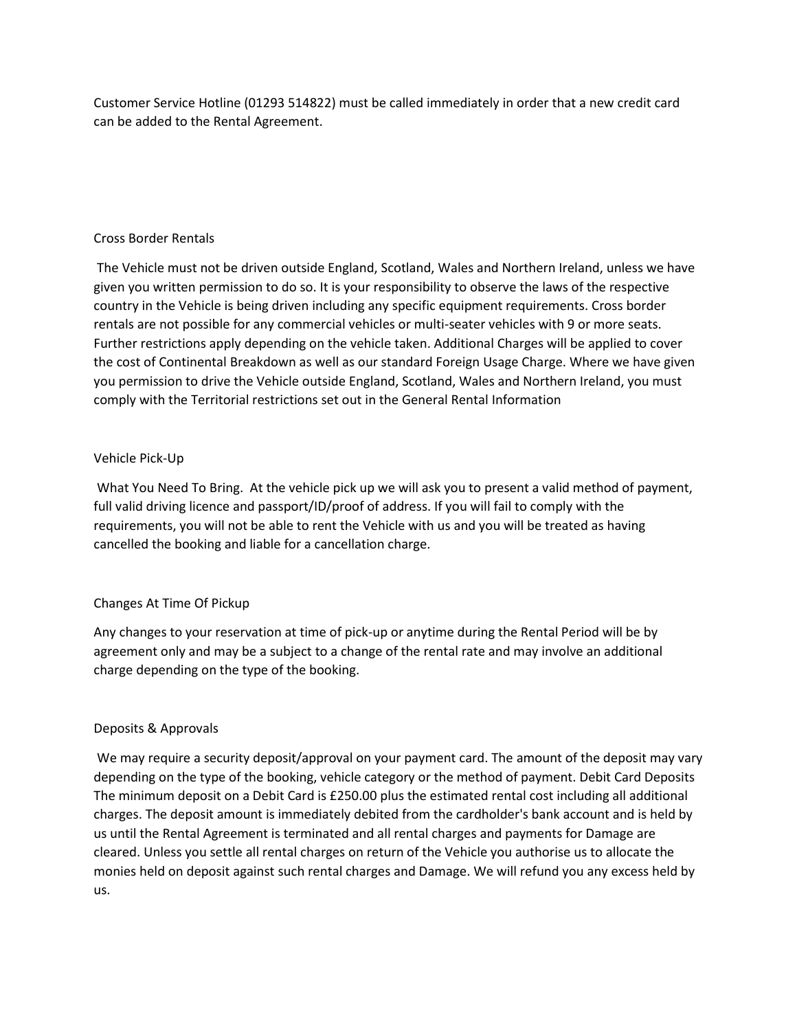Customer Service Hotline (01293 514822) must be called immediately in order that a new credit card can be added to the Rental Agreement.

## Cross Border Rentals

The Vehicle must not be driven outside England, Scotland, Wales and Northern Ireland, unless we have given you written permission to do so. It is your responsibility to observe the laws of the respective country in the Vehicle is being driven including any specific equipment requirements. Cross border rentals are not possible for any commercial vehicles or multi-seater vehicles with 9 or more seats. Further restrictions apply depending on the vehicle taken. Additional Charges will be applied to cover the cost of Continental Breakdown as well as our standard Foreign Usage Charge. Where we have given you permission to drive the Vehicle outside England, Scotland, Wales and Northern Ireland, you must comply with the Territorial restrictions set out in the General Rental Information

## Vehicle Pick-Up

What You Need To Bring. At the vehicle pick up we will ask you to present a valid method of payment, full valid driving licence and passport/ID/proof of address. If you will fail to comply with the requirements, you will not be able to rent the Vehicle with us and you will be treated as having cancelled the booking and liable for a cancellation charge.

## Changes At Time Of Pickup

Any changes to your reservation at time of pick-up or anytime during the Rental Period will be by agreement only and may be a subject to a change of the rental rate and may involve an additional charge depending on the type of the booking.

## Deposits & Approvals

We may require a security deposit/approval on your payment card. The amount of the deposit may vary depending on the type of the booking, vehicle category or the method of payment. Debit Card Deposits The minimum deposit on a Debit Card is £250.00 plus the estimated rental cost including all additional charges. The deposit amount is immediately debited from the cardholder's bank account and is held by us until the Rental Agreement is terminated and all rental charges and payments for Damage are cleared. Unless you settle all rental charges on return of the Vehicle you authorise us to allocate the monies held on deposit against such rental charges and Damage. We will refund you any excess held by us.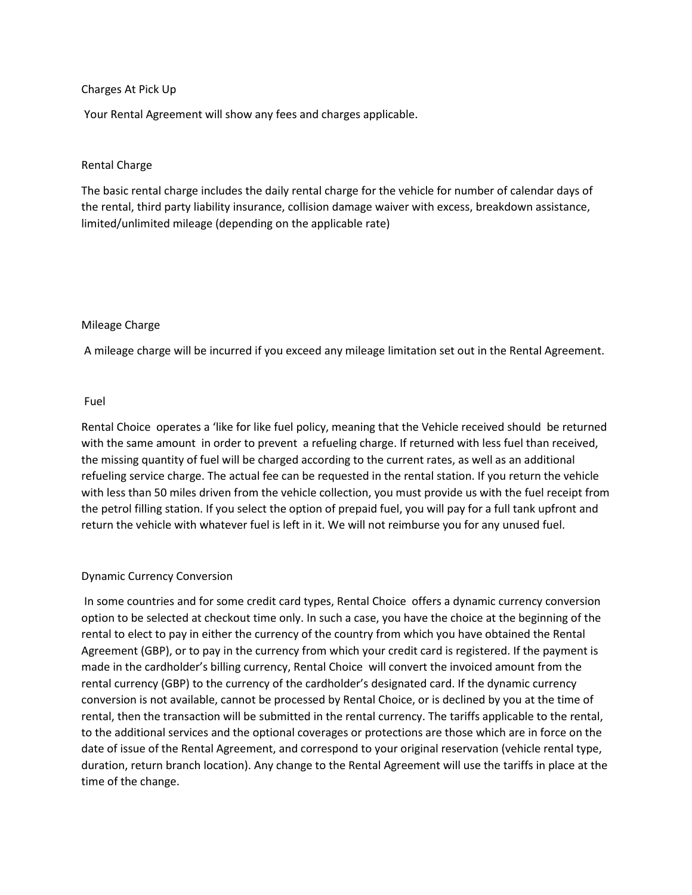## Charges At Pick Up

Your Rental Agreement will show any fees and charges applicable.

## Rental Charge

The basic rental charge includes the daily rental charge for the vehicle for number of calendar days of the rental, third party liability insurance, collision damage waiver with excess, breakdown assistance, limited/unlimited mileage (depending on the applicable rate)

## Mileage Charge

A mileage charge will be incurred if you exceed any mileage limitation set out in the Rental Agreement.

## Fuel

Rental Choice operates a 'like for like fuel policy, meaning that the Vehicle received should be returned with the same amount in order to prevent a refueling charge. If returned with less fuel than received, the missing quantity of fuel will be charged according to the current rates, as well as an additional refueling service charge. The actual fee can be requested in the rental station. If you return the vehicle with less than 50 miles driven from the vehicle collection, you must provide us with the fuel receipt from the petrol filling station. If you select the option of prepaid fuel, you will pay for a full tank upfront and return the vehicle with whatever fuel is left in it. We will not reimburse you for any unused fuel.

## Dynamic Currency Conversion

In some countries and for some credit card types, Rental Choice offers a dynamic currency conversion option to be selected at checkout time only. In such a case, you have the choice at the beginning of the rental to elect to pay in either the currency of the country from which you have obtained the Rental Agreement (GBP), or to pay in the currency from which your credit card is registered. If the payment is made in the cardholder's billing currency, Rental Choice will convert the invoiced amount from the rental currency (GBP) to the currency of the cardholder's designated card. If the dynamic currency conversion is not available, cannot be processed by Rental Choice, or is declined by you at the time of rental, then the transaction will be submitted in the rental currency. The tariffs applicable to the rental, to the additional services and the optional coverages or protections are those which are in force on the date of issue of the Rental Agreement, and correspond to your original reservation (vehicle rental type, duration, return branch location). Any change to the Rental Agreement will use the tariffs in place at the time of the change.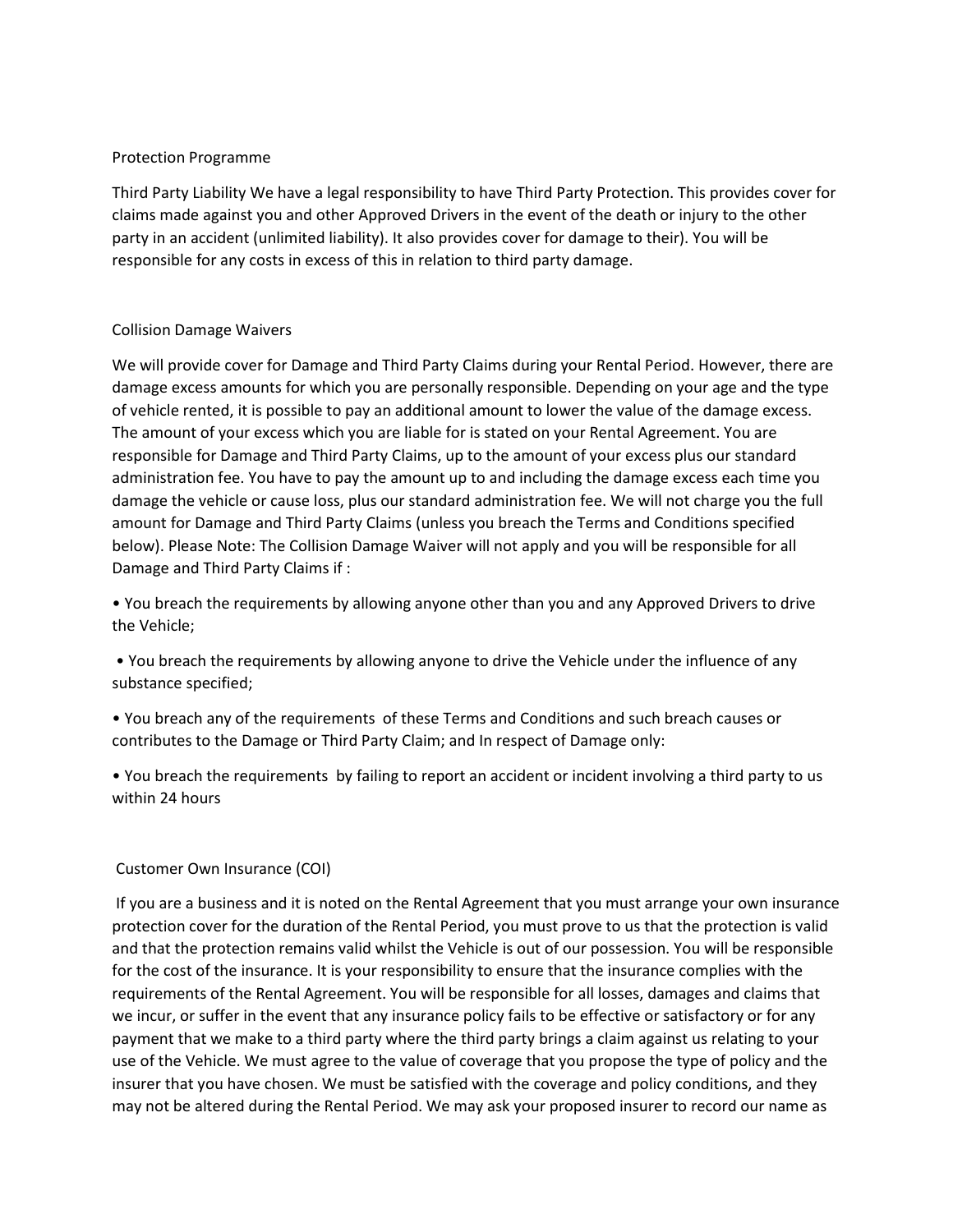Protection Programme

Third Party Liability We have a legal responsibility to have Third Party Protection. This provides cover for claims made against you and other Approved Drivers in the event of the death or injury to the other party in an accident (unlimited liability). It also provides cover for damage to their). You will be responsible for any costs in excess of this in relation to third party damage.

Collision Damage Waivers

We will provide cover for Damage and Third Party Claims during your Rental Period. However, there are damage excess amounts for which you are personally responsible. Depending on your age and the type of vehicle rented, it is possible to pay an additional amount to lower the value of the damage excess. The amount of your excess which you are liable for is stated on your Rental Agreement. You are responsible for Damage and Third Party Claims, up to the amount of your excess plus our standard administration fee. You have to pay the amount up to and including the damage excess each time you damage the vehicle or cause loss, plus our standard administration fee. We will not charge you the full amount for Damage and Third Party Claims (unless you breach the Terms and Conditions specified below). Please Note: The Collision Damage Waiver will not apply and you will be responsible for all Damage and Third Party Claims if :

- You breach the requirements by allowing anyone other than you and any Approved Drivers to drive the Vehicle;
- You breach the requirements by allowing anyone to drive the Vehicle under the influence of any substance specified;
- You breach any of the requirements of these Terms and Conditions and such breach causes or contributes to the Damage or Third Party Claim; and In respect of Damage only:
- You breach the requirements by failing to report an accident or incident involving a third party to us within 24 hours

Customer Own Insurance (COI)

If you are a business and it is noted on the Rental Agreement that you must arrange your own insurance protection cover for the duration of the Rental Period, you must prove to us that the protection is valid and that the protection remains valid whilst the Vehicle is out of our possession. You will be responsible for the cost of the insurance. It is your responsibility to ensure that the insurance complies with the requirements of the Rental Agreement. You will be responsible for all losses, damages and claims that we incur, or suffer in the event that any insurance policy fails to be effective or satisfactory or for any payment that we make to a third party where the third party brings a claim against us relating to your use of the Vehicle. We must agree to the value of coverage that you propose the type of policy and the insurer that you have chosen. We must be satisfied with the coverage and policy conditions, and they may not be altered during the Rental Period. We may ask your proposed insurer to record our name as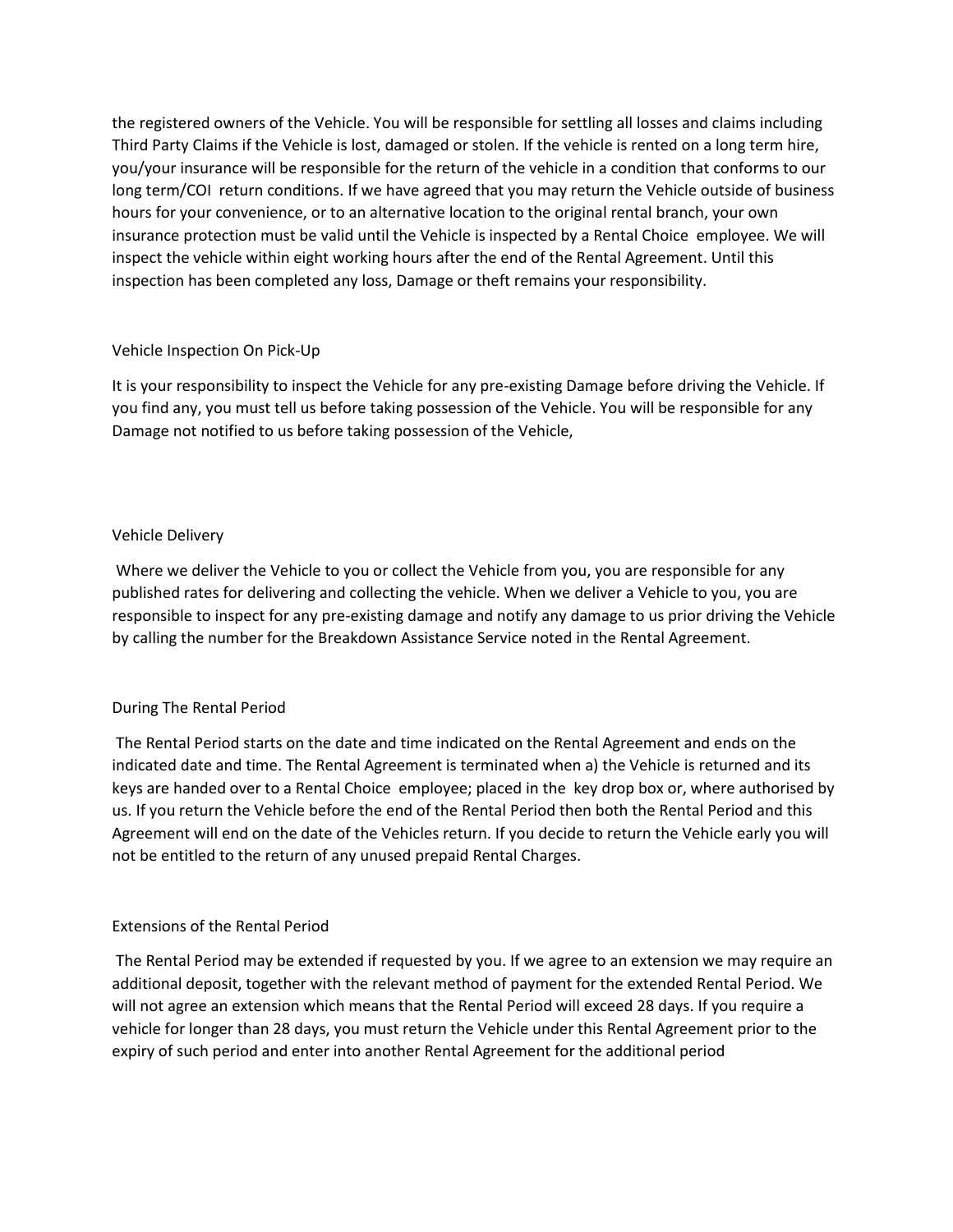the registered owners of the Vehicle. You will be responsible for settling all losses and claims including Third Party Claims if the Vehicle is lost, damaged or stolen. If the vehicle is rented on a long term hire, you/your insurance will be responsible for the return of the vehicle in a condition that conforms to our long term/COI return conditions. If we have agreed that you may return the Vehicle outside of business hours for your convenience, or to an alternative location to the original rental branch, your own insurance protection must be valid until the Vehicle is inspected by a Rental Choice employee. We will inspect the vehicle within eight working hours after the end of the Rental Agreement. Until this inspection has been completed any loss, Damage or theft remains your responsibility.

## Vehicle Inspection On Pick-Up

It is your responsibility to inspect the Vehicle for any pre-existing Damage before driving the Vehicle. If you find any, you must tell us before taking possession of the Vehicle. You will be responsible for any Damage not notified to us before taking possession of the Vehicle,

## Vehicle Delivery

Where we deliver the Vehicle to you or collect the Vehicle from you, you are responsible for any published rates for delivering and collecting the vehicle. When we deliver a Vehicle to you, you are responsible to inspect for any pre-existing damage and notify any damage to us prior driving the Vehicle by calling the number for the Breakdown Assistance Service noted in the Rental Agreement.

## During The Rental Period

The Rental Period starts on the date and time indicated on the Rental Agreement and ends on the indicated date and time. The Rental Agreement is terminated when a) the Vehicle is returned and its keys are handed over to a Rental Choice employee; placed in the key drop box or, where authorised by us. If you return the Vehicle before the end of the Rental Period then both the Rental Period and this Agreement will end on the date of the Vehicles return. If you decide to return the Vehicle early you will not be entitled to the return of any unused prepaid Rental Charges.

## Extensions of the Rental Period

The Rental Period may be extended if requested by you. If we agree to an extension we may require an additional deposit, together with the relevant method of payment for the extended Rental Period. We will not agree an extension which means that the Rental Period will exceed 28 days. If you require a vehicle for longer than 28 days, you must return the Vehicle under this Rental Agreement prior to the expiry of such period and enter into another Rental Agreement for the additional period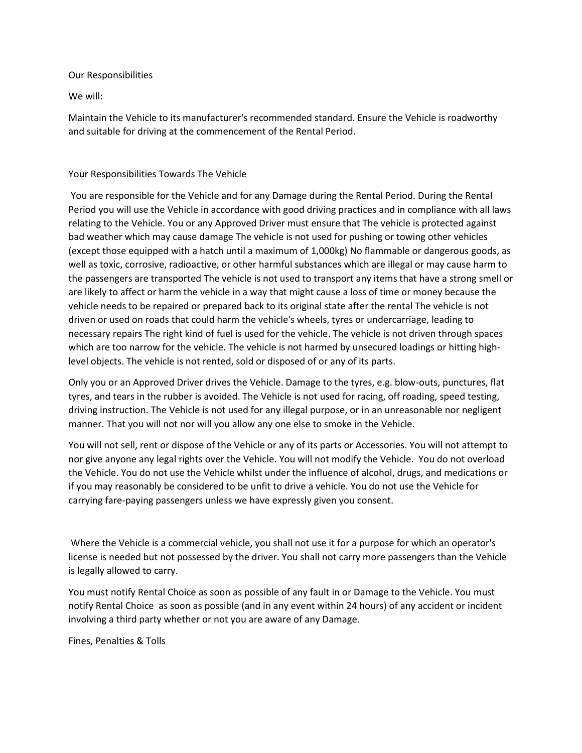## Our Responsibilities

We will:

Maintain the Vehicle to its manufacturer's recommended standard. Ensure the Vehicle is roadworthy and suitable for driving at the commencement of the Rental Period.

## Your Responsibilities Towards The Vehicle

You are responsible for the Vehicle and for any Damage during the Rental Period. During the Rental Period you will use the Vehicle in accordance with good driving practices and in compliance with all laws relating to the Vehicle. You or any Approved Driver must ensure that The vehicle is protected against bad weather which may cause damage The vehicle is not used for pushing or towing other vehicles (except those equipped with a hatch until a maximum of 1,000kg) No flammable or dangerous goods, as well as toxic, corrosive, radioactive, or other harmful substances which are illegal or may cause harm to the passengers are transported The vehicle is not used to transport any items that have a strong smell or are likely to affect or harm the vehicle in a way that might cause a loss of time or money because the vehicle needs to be repaired or prepared back to its original state after the rental The vehicle is not driven or used on roads that could harm the vehicle's wheels, tyres or undercarriage, leading to necessary repairs The right kind of fuel is used for the vehicle. The vehicle is not driven through spaces which are too narrow for the vehicle. The vehicle is not harmed by unsecured loadings or hitting high-level objects. The vehicle is not rented, sold or disposed of or any of its parts.

Only you or an Approved Driver drives the Vehicle. Damage to the tyres, e.g. blow-outs, punctures, flat tyres, and tears in the rubber is avoided. The Vehicle is not used for racing, off roading, speed testing, driving instruction. The Vehicle is not used for any illegal purpose, or in an unreasonable nor negligent manner. That you will not nor will you allow any one else to smoke in the Vehicle.

You will not sell, rent or dispose of the Vehicle or any of its parts or Accessories. You will not attempt to nor give anyone any legal rights over the Vehicle. You will not modify the Vehicle. You do not overload the Vehicle. You do not use the Vehicle whilst under the influence of alcohol, drugs, and medications or if you may reasonably be considered to be unfit to drive a vehicle. You do not use the Vehicle for carrying fare-paying passengers unless we have expressly given you consent.

Where the Vehicle is a commercial vehicle, you shall not use it for a purpose for which an operator's license is needed but not possessed by the driver. You shall not carry more passengers than the Vehicle is legally allowed to carry.

You must notify Rental Choice as soon as possible of any fault in or Damage to the Vehicle. You must notify Rental Choice as soon as possible (and in any event within 24 hours) of any accident or incident involving a third party whether or not you are aware of any Damage.

## Fines, Penalties & Tolls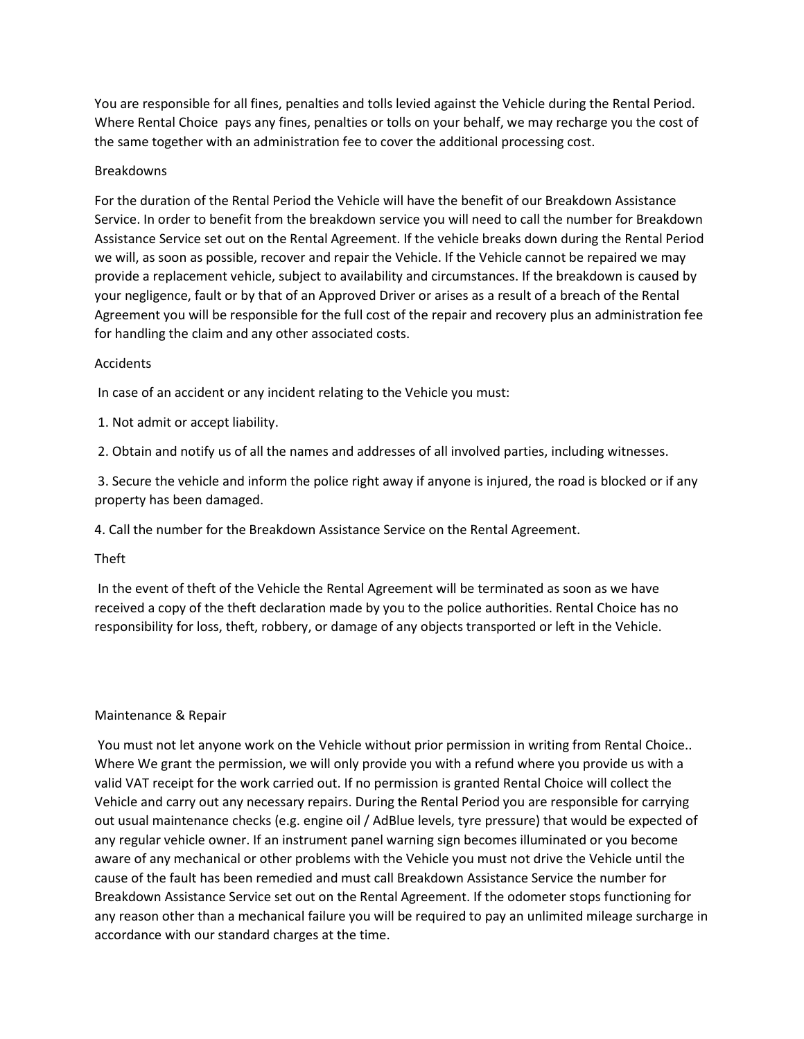You are responsible for all fines, penalties and tolls levied against the Vehicle during the Rental Period. Where Rental Choice pays any fines, penalties or tolls on your behalf, we may recharge you the cost of the same together with an administration fee to cover the additional processing cost.

## Breakdowns

For the duration of the Rental Period the Vehicle will have the benefit of our Breakdown Assistance Service. In order to benefit from the breakdown service you will need to call the number for Breakdown Assistance Service set out on the Rental Agreement. If the vehicle breaks down during the Rental Period we will, as soon as possible, recover and repair the Vehicle. If the Vehicle cannot be repaired we may provide a replacement vehicle, subject to availability and circumstances. If the breakdown is caused by your negligence, fault or by that of an Approved Driver or arises as a result of a breach of the Rental Agreement you will be responsible for the full cost of the repair and recovery plus an administration fee for handling the claim and any other associated costs.

## Accidents

In case of an accident or any incident relating to the Vehicle you must:

1. Not admit or accept liability.
2. Obtain and notify us of all the names and addresses of all involved parties, including witnesses.
3. Secure the vehicle and inform the police right away if anyone is injured, the road is blocked or if any property has been damaged.
4. Call the number for the Breakdown Assistance Service on the Rental Agreement.

## Theft

In the event of theft of the Vehicle the Rental Agreement will be terminated as soon as we have received a copy of the theft declaration made by you to the police authorities. Rental Choice has no responsibility for loss, theft, robbery, or damage of any objects transported or left in the Vehicle.

## Maintenance & Repair

You must not let anyone work on the Vehicle without prior permission in writing from Rental Choice.. Where We grant the permission, we will only provide you with a refund where you provide us with a valid VAT receipt for the work carried out. If no permission is granted Rental Choice will collect the Vehicle and carry out any necessary repairs. During the Rental Period you are responsible for carrying out usual maintenance checks (e.g. engine oil / AdBlue levels, tyre pressure) that would be expected of any regular vehicle owner. If an instrument panel warning sign becomes illuminated or you become aware of any mechanical or other problems with the Vehicle you must not drive the Vehicle until the cause of the fault has been remedied and must call Breakdown Assistance Service the number for Breakdown Assistance Service set out on the Rental Agreement. If the odometer stops functioning for any reason other than a mechanical failure you will be required to pay an unlimited mileage surcharge in accordance with our standard charges at the time.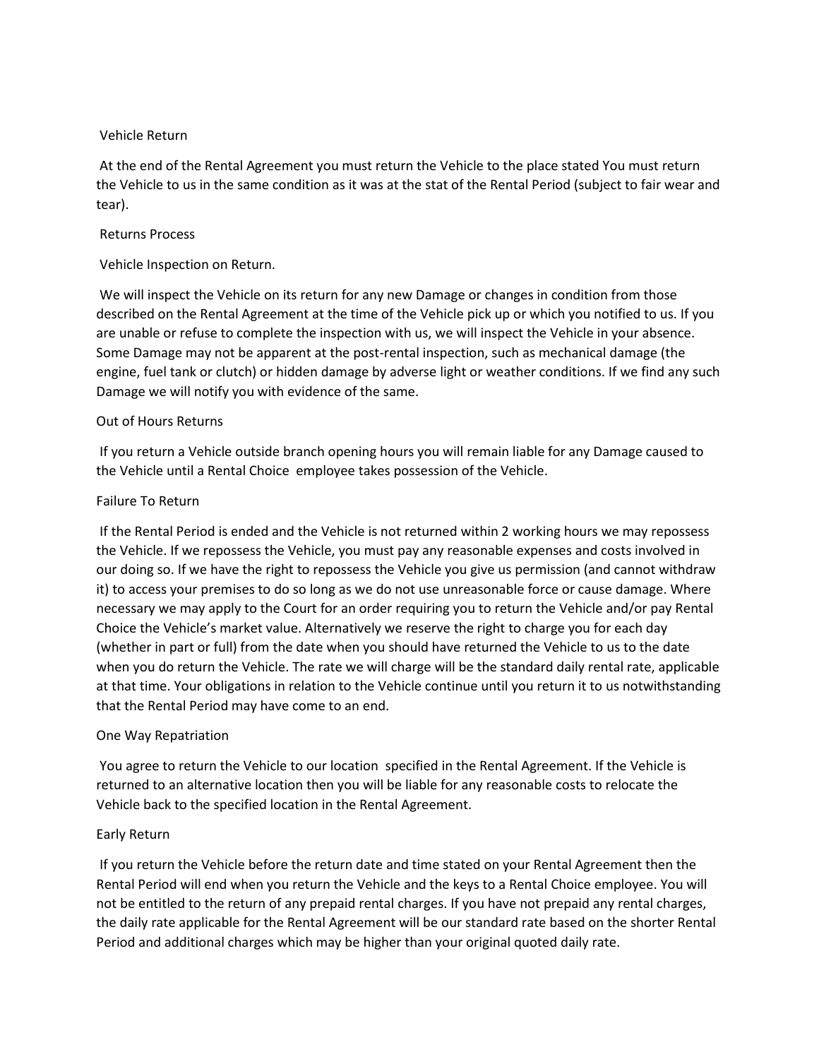## Vehicle Return

At the end of the Rental Agreement you must return the Vehicle to the place stated You must return the Vehicle to us in the same condition as it was at the stat of the Rental Period (subject to fair wear and tear).

## Returns Process

### Vehicle Inspection on Return.

We will inspect the Vehicle on its return for any new Damage or changes in condition from those described on the Rental Agreement at the time of the Vehicle pick up or which you notified to us. If you are unable or refuse to complete the inspection with us, we will inspect the Vehicle in your absence. Some Damage may not be apparent at the post-rental inspection, such as mechanical damage (the engine, fuel tank or clutch) or hidden damage by adverse light or weather conditions. If we find any such Damage we will notify you with evidence of the same.

### Out of Hours Returns

If you return a Vehicle outside branch opening hours you will remain liable for any Damage caused to the Vehicle until a Rental Choice employee takes possession of the Vehicle.

### Failure To Return

If the Rental Period is ended and the Vehicle is not returned within 2 working hours we may repossess the Vehicle. If we repossess the Vehicle, you must pay any reasonable expenses and costs involved in our doing so. If we have the right to repossess the Vehicle you give us permission (and cannot withdraw it) to access your premises to do so long as we do not use unreasonable force or cause damage. Where necessary we may apply to the Court for an order requiring you to return the Vehicle and/or pay Rental Choice the Vehicle's market value. Alternatively we reserve the right to charge you for each day (whether in part or full) from the date when you should have returned the Vehicle to us to the date when you do return the Vehicle. The rate we will charge will be the standard daily rental rate, applicable at that time. Your obligations in relation to the Vehicle continue until you return it to us notwithstanding that the Rental Period may have come to an end.

### One Way Repatriation

You agree to return the Vehicle to our location specified in the Rental Agreement. If the Vehicle is returned to an alternative location then you will be liable for any reasonable costs to relocate the Vehicle back to the specified location in the Rental Agreement.

### Early Return

If you return the Vehicle before the return date and time stated on your Rental Agreement then the Rental Period will end when you return the Vehicle and the keys to a Rental Choice employee. You will not be entitled to the return of any prepaid rental charges. If you have not prepaid any rental charges, the daily rate applicable for the Rental Agreement will be our standard rate based on the shorter Rental Period and additional charges which may be higher than your original quoted daily rate.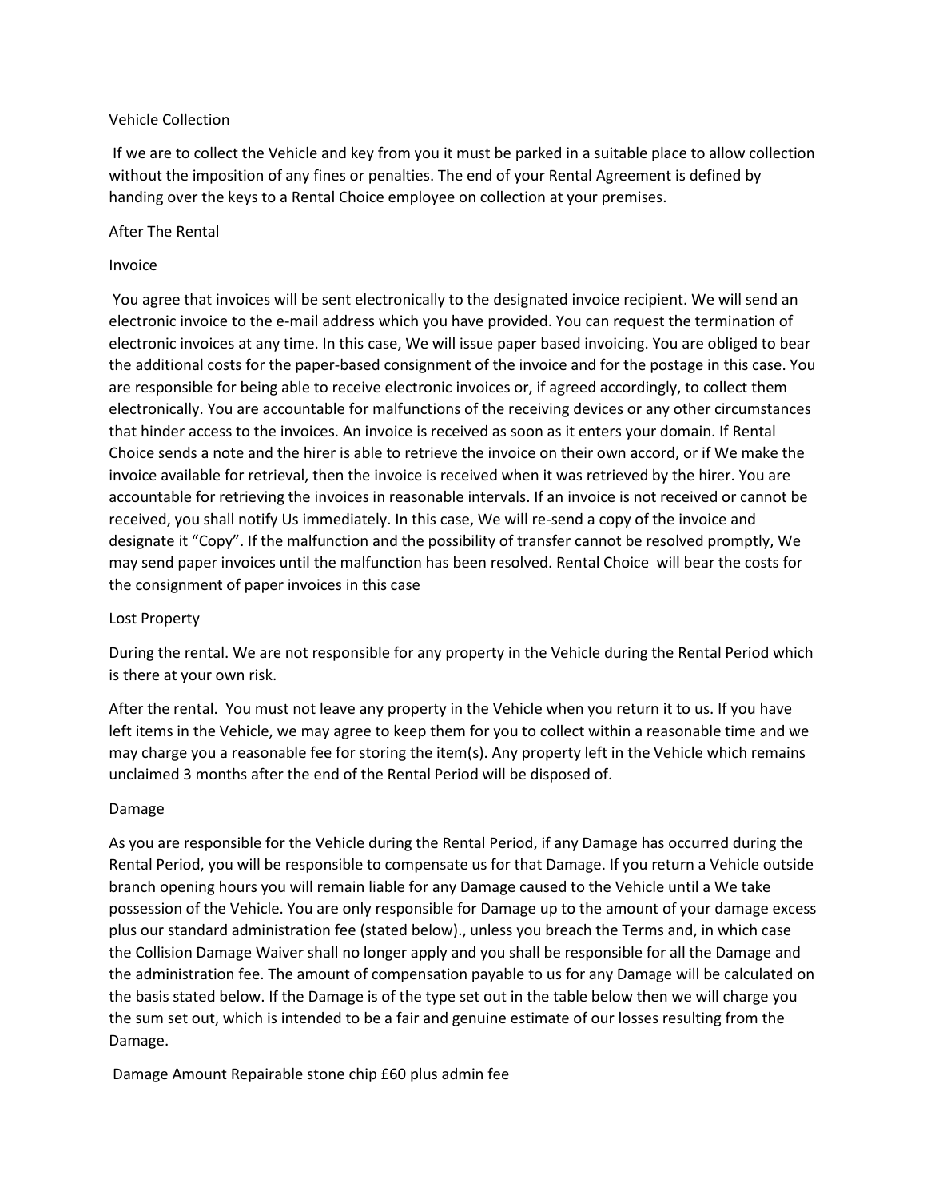## Vehicle Collection

If we are to collect the Vehicle and key from you it must be parked in a suitable place to allow collection without the imposition of any fines or penalties. The end of your Rental Agreement is defined by handing over the keys to a Rental Choice employee on collection at your premises.

## After The Rental

### Invoice

You agree that invoices will be sent electronically to the designated invoice recipient. We will send an electronic invoice to the e-mail address which you have provided. You can request the termination of electronic invoices at any time. In this case, We will issue paper based invoicing. You are obliged to bear the additional costs for the paper-based consignment of the invoice and for the postage in this case. You are responsible for being able to receive electronic invoices or, if agreed accordingly, to collect them electronically. You are accountable for malfunctions of the receiving devices or any other circumstances that hinder access to the invoices. An invoice is received as soon as it enters your domain. If Rental Choice sends a note and the hirer is able to retrieve the invoice on their own accord, or if We make the invoice available for retrieval, then the invoice is received when it was retrieved by the hirer. You are accountable for retrieving the invoices in reasonable intervals. If an invoice is not received or cannot be received, you shall notify Us immediately. In this case, We will re-send a copy of the invoice and designate it "Copy". If the malfunction and the possibility of transfer cannot be resolved promptly, We may send paper invoices until the malfunction has been resolved. Rental Choice will bear the costs for the consignment of paper invoices in this case

### Lost Property

During the rental. We are not responsible for any property in the Vehicle during the Rental Period which is there at your own risk.

After the rental. You must not leave any property in the Vehicle when you return it to us. If you have left items in the Vehicle, we may agree to keep them for you to collect within a reasonable time and we may charge you a reasonable fee for storing the item(s). Any property left in the Vehicle which remains unclaimed 3 months after the end of the Rental Period will be disposed of.

### Damage

As you are responsible for the Vehicle during the Rental Period, if any Damage has occurred during the Rental Period, you will be responsible to compensate us for that Damage. If you return a Vehicle outside branch opening hours you will remain liable for any Damage caused to the Vehicle until a We take possession of the Vehicle. You are only responsible for Damage up to the amount of your damage excess plus our standard administration fee (stated below)., unless you breach the Terms and, in which case the Collision Damage Waiver shall no longer apply and you shall be responsible for all the Damage and the administration fee. The amount of compensation payable to us for any Damage will be calculated on the basis stated below. If the Damage is of the type set out in the table below then we will charge you the sum set out, which is intended to be a fair and genuine estimate of our losses resulting from the Damage.

Damage Amount Repairable stone chip £60 plus admin fee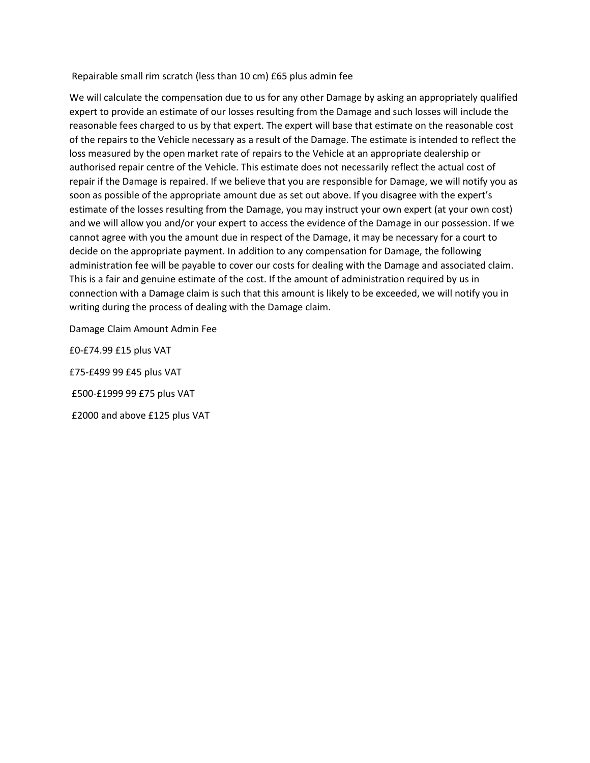Repairable small rim scratch (less than 10 cm) £65 plus admin fee

We will calculate the compensation due to us for any other Damage by asking an appropriately qualified expert to provide an estimate of our losses resulting from the Damage and such losses will include the reasonable fees charged to us by that expert. The expert will base that estimate on the reasonable cost of the repairs to the Vehicle necessary as a result of the Damage. The estimate is intended to reflect the loss measured by the open market rate of repairs to the Vehicle at an appropriate dealership or authorised repair centre of the Vehicle. This estimate does not necessarily reflect the actual cost of repair if the Damage is repaired. If we believe that you are responsible for Damage, we will notify you as soon as possible of the appropriate amount due as set out above. If you disagree with the expert's estimate of the losses resulting from the Damage, you may instruct your own expert (at your own cost) and we will allow you and/or your expert to access the evidence of the Damage in our possession. If we cannot agree with you the amount due in respect of the Damage, it may be necessary for a court to decide on the appropriate payment. In addition to any compensation for Damage, the following administration fee will be payable to cover our costs for dealing with the Damage and associated claim. This is a fair and genuine estimate of the cost. If the amount of administration required by us in connection with a Damage claim is such that this amount is likely to be exceeded, we will notify you in writing during the process of dealing with the Damage claim.

Damage Claim Amount Admin Fee

£0-£74.99 £15 plus VAT

£75-£499 99 £45 plus VAT

£500-£1999 99 £75 plus VAT

£2000 and above £125 plus VAT